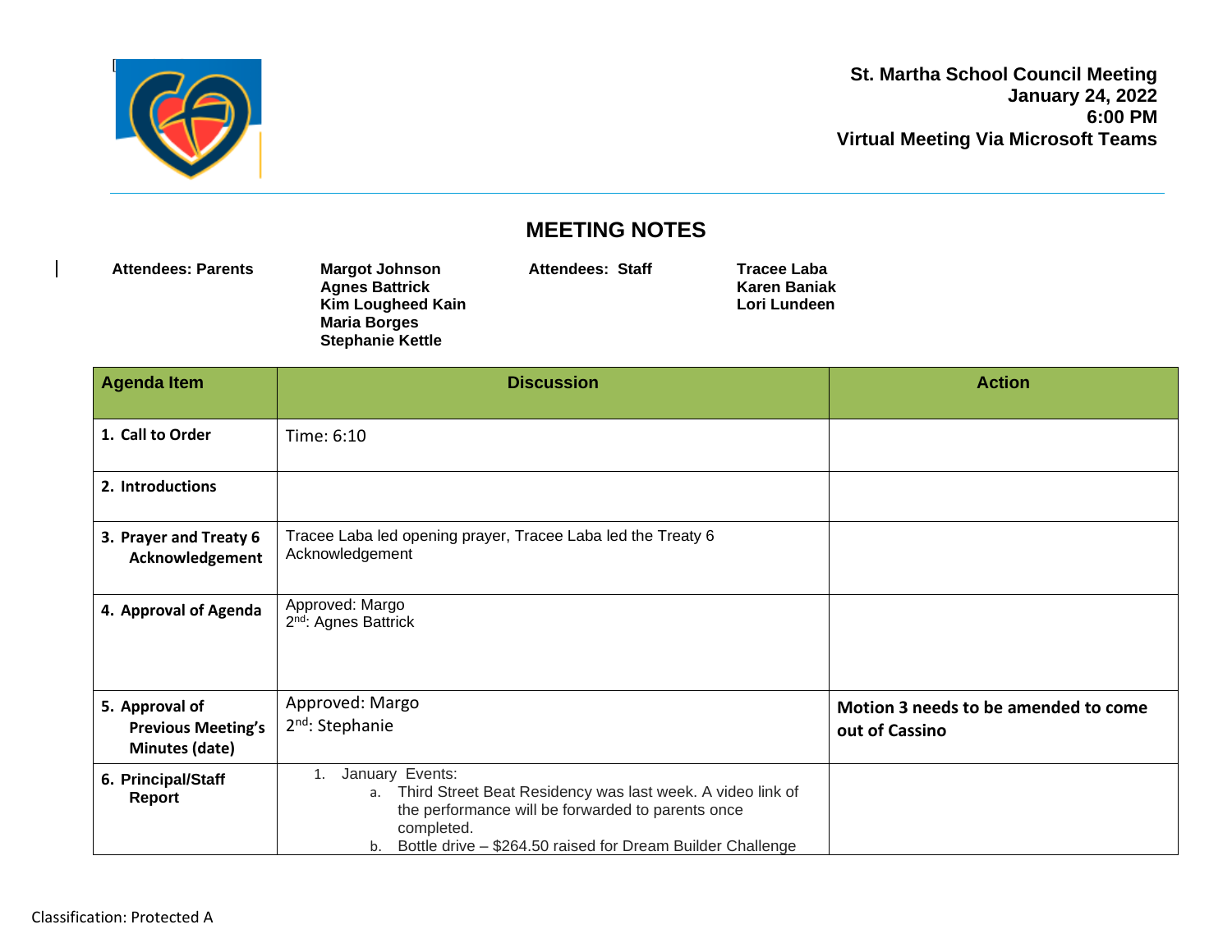**St. Martha School Council Meeting**
**January 24, 2022**
**6:00 PM**
**Virtual Meeting Via Microsoft Teams**

# MEETING NOTES

**Attendees: Parents**

**Margot Johnson**
**Agnes Battrick**
**Kim Lougheed Kain**
**Maria Borges**
**Stephanie Kettle**

**Attendees: Staff**

**Tracee Laba**
**Karen Baniak**
**Lori Lundeen**

| Agenda Item | Discussion | Action |
|---|---|---|
| **1. Call to Order** | Time: 6:10 | |
| **2. Introductions** | | |
| **3. Prayer and Treaty 6 Acknowledgement** | Tracee Laba led opening prayer, Tracee Laba led the Treaty 6 Acknowledgement | |
| **4. Approval of Agenda** | Approved: Margo<br>2nd: Agnes Battrick | |
| **5. Approval of Previous Meeting's Minutes (date)** | Approved: Margo<br>2nd: Stephanie | **Motion 3 needs to be amended to come out of Cassino** |
| **6. Principal/Staff Report** | 1. January Events:<br>a. Third Street Beat Residency was last week. A video link of the performance will be forwarded to parents once completed.<br>b. Bottle drive – $264.50 raised for Dream Builder Challenge | |

Classification: Protected A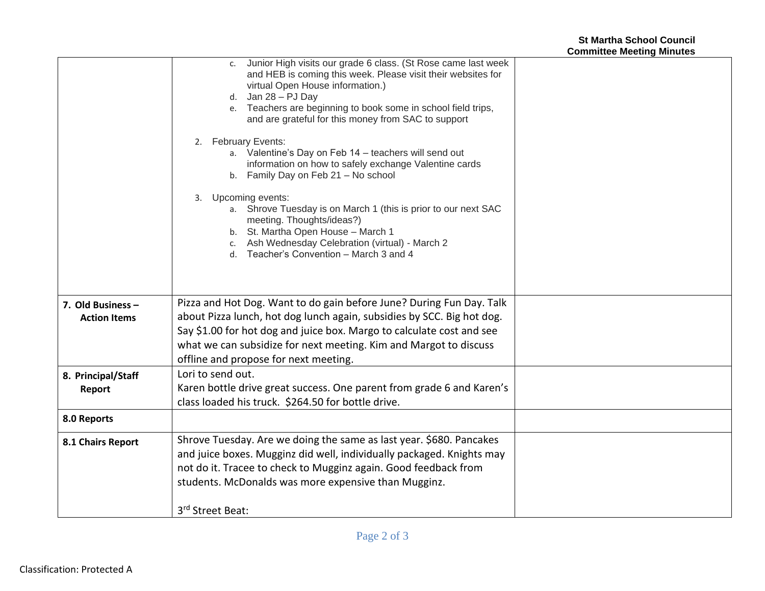| | | |
|---|---|---|
| | c. Junior High visits our grade 6 class. (St Rose came last week and HEB is coming this week. Please visit their websites for virtual Open House information.)<br>d. Jan 28 – PJ Day<br>e. Teachers are beginning to book some in school field trips, and are grateful for this money from SAC to support<br><br>2. February Events:<br>a. Valentine's Day on Feb 14 – teachers will send out information on how to safely exchange Valentine cards<br>b. Family Day on Feb 21 – No school<br><br>3. Upcoming events:<br>a. Shrove Tuesday is on March 1 (this is prior to our next SAC meeting. Thoughts/ideas?)<br>b. St. Martha Open House – March 1<br>c. Ash Wednesday Celebration (virtual) - March 2<br>d. Teacher's Convention – March 3 and 4 | |
| **7. Old Business – Action Items** | Pizza and Hot Dog. Want to do gain before June? During Fun Day. Talk about Pizza lunch, hot dog lunch again, subsidies by SCC. Big hot dog. Say $1.00 for hot dog and juice box. Margo to calculate cost and see what we can subsidize for next meeting. Kim and Margot to discuss offline and propose for next meeting. | |
| **8. Principal/Staff Report** | Lori to send out.<br>Karen bottle drive great success. One parent from grade 6 and Karen's class loaded his truck. $264.50 for bottle drive. | |
| **8.0 Reports** | | |
| **8.1 Chairs Report** | Shrove Tuesday. Are we doing the same as last year. $680. Pancakes and juice boxes. Mugginz did well, individually packaged. Knights may not do it. Tracee to check to Mugginz again. Good feedback from students. McDonalds was more expensive than Mugginz.<br><br>3rd Street Beat: | |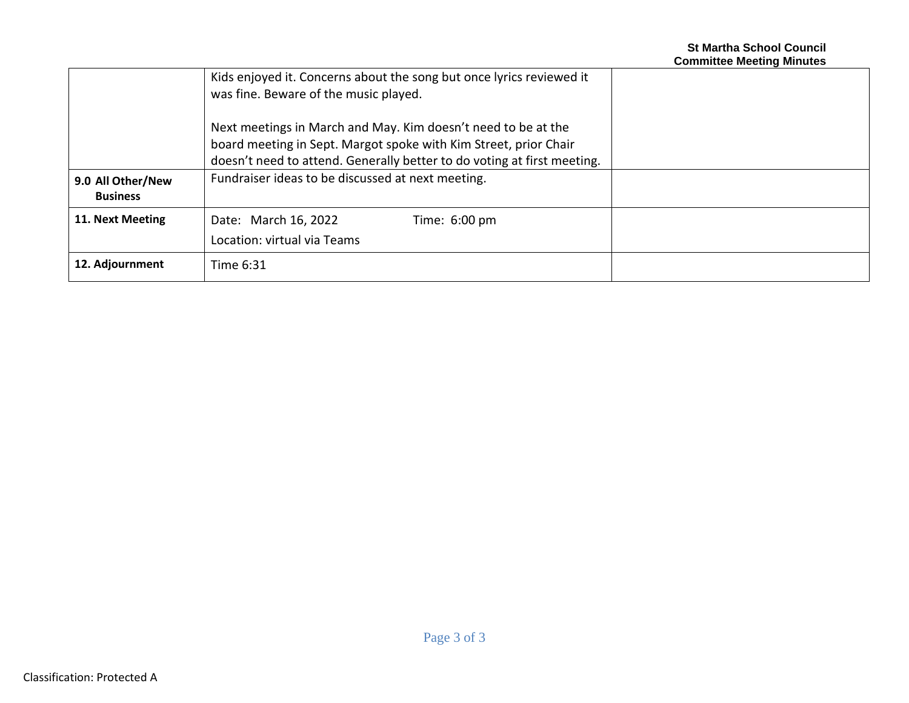| | | |
|---|---|---|
| | Kids enjoyed it. Concerns about the song but once lyrics reviewed it was fine. Beware of the music played.<br><br>Next meetings in March and May. Kim doesn't need to be at the board meeting in Sept. Margot spoke with Kim Street, prior Chair doesn't need to attend. Generally better to do voting at first meeting. | |
| **9.0 All Other/New Business** | Fundraiser ideas to be discussed at next meeting. | |
| **11. Next Meeting** | Date: March 16, 2022 Time: 6:00 pm<br>Location: virtual via Teams | |
| **12. Adjournment** | Time 6:31 | |

Classification: Protected A